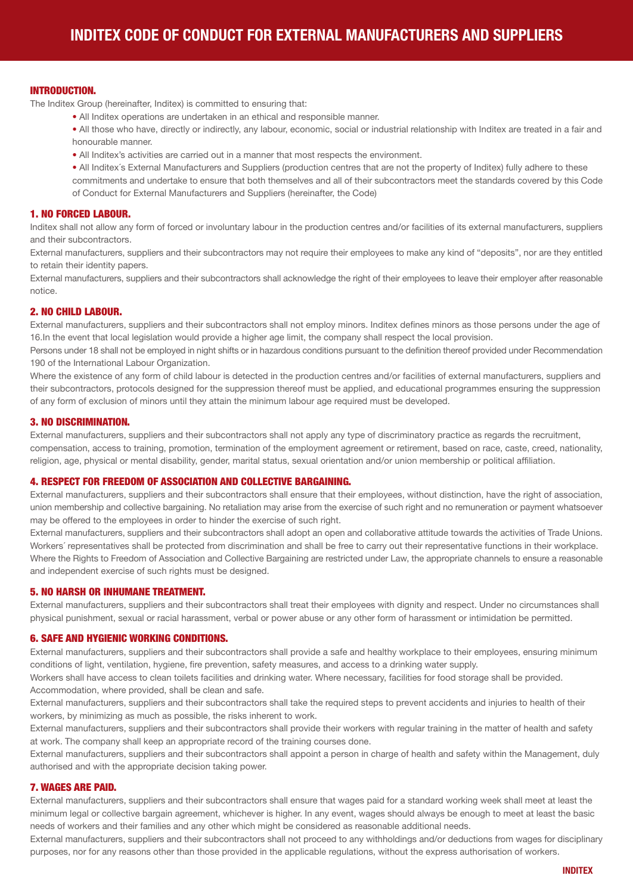# INDITEX CODE OF CONDUCT FOR EXTERNAL MANUFACTURERS AND SUPPLIERS

## INTRODUCTION.

The Inditex Group (hereinafter, Inditex) is committed to ensuring that:

- All Inditex operations are undertaken in an ethical and responsible manner.
- All those who have, directly or indirectly, any labour, economic, social or industrial relationship with Inditex are treated in a fair and honourable manner.
- All Inditex's activities are carried out in a manner that most respects the environment.
- All Inditex´s External Manufacturers and Suppliers (production centres that are not the property of Inditex) fully adhere to these commitments and undertake to ensure that both themselves and all of their subcontractors meet the standards covered by this Code of Conduct for External Manufacturers and Suppliers (hereinafter, the Code)

## 1. NO FORCED LABOUR.

Inditex shall not allow any form of forced or involuntary labour in the production centres and/or facilities of its external manufacturers, suppliers and their subcontractors.

External manufacturers, suppliers and their subcontractors may not require their employees to make any kind of "deposits", nor are they entitled to retain their identity papers.

External manufacturers, suppliers and their subcontractors shall acknowledge the right of their employees to leave their employer after reasonable notice.

## 2. NO CHILD LABOUR.

External manufacturers, suppliers and their subcontractors shall not employ minors. Inditex defines minors as those persons under the age of 16.In the event that local legislation would provide a higher age limit, the company shall respect the local provision.

Persons under 18 shall not be employed in night shifts or in hazardous conditions pursuant to the definition thereof provided under Recommendation 190 of the International Labour Organization.

Where the existence of any form of child labour is detected in the production centres and/or facilities of external manufacturers, suppliers and their subcontractors, protocols designed for the suppression thereof must be applied, and educational programmes ensuring the suppression of any form of exclusion of minors until they attain the minimum labour age required must be developed.

## 3. NO DISCRIMINATION.

External manufacturers, suppliers and their subcontractors shall not apply any type of discriminatory practice as regards the recruitment, compensation, access to training, promotion, termination of the employment agreement or retirement, based on race, caste, creed, nationality, religion, age, physical or mental disability, gender, marital status, sexual orientation and/or union membership or political affiliation.

## 4. RESPECT FOR FREEDOM OF ASSOCIATION AND COLLECTIVE BARGAINING.

External manufacturers, suppliers and their subcontractors shall ensure that their employees, without distinction, have the right of association, union membership and collective bargaining. No retaliation may arise from the exercise of such right and no remuneration or payment whatsoever may be offered to the employees in order to hinder the exercise of such right.

External manufacturers, suppliers and their subcontractors shall adopt an open and collaborative attitude towards the activities of Trade Unions. Workers´ representatives shall be protected from discrimination and shall be free to carry out their representative functions in their workplace.

Where the Rights to Freedom of Association and Collective Bargaining are restricted under Law, the appropriate channels to ensure a reasonable and independent exercise of such rights must be designed.

## 5. NO HARSH OR INHUMANE TREATMENT.

External manufacturers, suppliers and their subcontractors shall treat their employees with dignity and respect. Under no circumstances shall physical punishment, sexual or racial harassment, verbal or power abuse or any other form of harassment or intimidation be permitted.

## 6. SAFE AND HYGIENIC WORKING CONDITIONS.

External manufacturers, suppliers and their subcontractors shall provide a safe and healthy workplace to their employees, ensuring minimum conditions of light, ventilation, hygiene, fire prevention, safety measures, and access to a drinking water supply.

Workers shall have access to clean toilets facilities and drinking water. Where necessary, facilities for food storage shall be provided. Accommodation, where provided, shall be clean and safe.

External manufacturers, suppliers and their subcontractors shall take the required steps to prevent accidents and injuries to health of their workers, by minimizing as much as possible, the risks inherent to work.

External manufacturers, suppliers and their subcontractors shall provide their workers with regular training in the matter of health and safety at work. The company shall keep an appropriate record of the training courses done.

External manufacturers, suppliers and their subcontractors shall appoint a person in charge of health and safety within the Management, duly authorised and with the appropriate decision taking power.

## 7. WAGES ARE PAID.

External manufacturers, suppliers and their subcontractors shall ensure that wages paid for a standard working week shall meet at least the minimum legal or collective bargain agreement, whichever is higher. In any event, wages should always be enough to meet at least the basic needs of workers and their families and any other which might be considered as reasonable additional needs.

External manufacturers, suppliers and their subcontractors shall not proceed to any withholdings and/or deductions from wages for disciplinary purposes, nor for any reasons other than those provided in the applicable regulations, without the express authorisation of workers.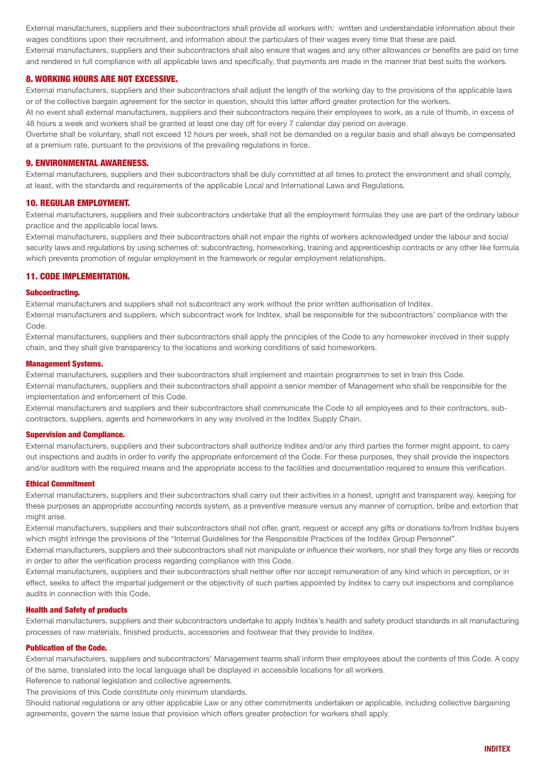External manufacturers, suppliers and their subcontractors shall provide all workers with: written and understandable information about their wages conditions upon their recruitment, and information about the particulars of their wages every time that these are paid.

External manufacturers, suppliers and their subcontractors shall also ensure that wages and any other allowances or benefits are paid on time and rendered in full compliance with all applicable laws and specifically, that payments are made in the manner that best suits the workers.

## 8. WORKING HOURS ARE NOT EXCESSIVE.

External manufacturers, suppliers and their subcontractors shall adjust the length of the working day to the provisions of the applicable laws or of the collective bargain agreement for the sector in question, should this latter afford greater protection for the workers.

At no event shall external manufacturers, suppliers and their subcontractors require their employees to work, as a rule of thumb, in excess of 48 hours a week and workers shall be granted at least one day off for every 7 calendar day period on average.

Overtime shall be voluntary, shall not exceed 12 hours per week, shall not be demanded on a regular basis and shall always be compensated at a premium rate, pursuant to the provisions of the prevailing regulations in force.

## 9. ENVIRONMENTAL AWARENESS.

External manufacturers, suppliers and their subcontractors shall be duly committed at all times to protect the environment and shall comply, at least, with the standards and requirements of the applicable Local and International Laws and Regulations.

## 10. REGULAR EMPLOYMENT.

External manufacturers, suppliers and their subcontractors undertake that all the employment formulas they use are part of the ordinary labour practice and the applicable local laws.

External manufacturers, suppliers and their subcontractors shall not impair the rights of workers acknowledged under the labour and social security laws and regulations by using schemes of: subcontracting, homeworking, training and apprenticeship contracts or any other like formula which prevents promotion of regular employment in the framework or regular employment relationships.

## 11. CODE IMPLEMENTATION.

### Subcontracting.

External manufacturers and suppliers shall not subcontract any work without the prior written authorisation of Inditex.

External manufacturers and suppliers, which subcontract work for Inditex, shall be responsible for the subcontractors' compliance with the Code.

External manufacturers, suppliers and their subcontractors shall apply the principles of the Code to any homewoker involved in their supply chain, and they shall give transparency to the locations and working conditions of said homeworkers.

### Management Systems.

External manufacturers, suppliers and their subcontractors shall implement and maintain programmes to set in train this Code.

External manufacturers, suppliers and their subcontractors shall appoint a senior member of Management who shall be responsible for the implementation and enforcement of this Code.

External manufacturers and suppliers and their subcontractors shall communicate the Code to all employees and to their contractors, sub-contractors, suppliers, agents and homeworkers in any way involved in the Inditex Supply Chain.

### Supervision and Compliance.

External manufacturers, suppliers and their subcontractors shall authorize Inditex and/or any third parties the former might appoint, to carry out inspections and audits in order to verify the appropriate enforcement of the Code. For these purposes, they shall provide the inspectors and/or auditors with the required means and the appropriate access to the facilities and documentation required to ensure this verification.

### Ethical Commitment

External manufacturers, suppliers and their subcontractors shall carry out their activities in a honest, upright and transparent way, keeping for these purposes an appropriate accounting records system, as a preventive measure versus any manner of corruption, bribe and extortion that might arise.

External manufacturers, suppliers and their subcontractors shall not offer, grant, request or accept any gifts or donations to/from Inditex buyers which might infringe the provisions of the "Internal Guidelines for the Responsible Practices of the Inditex Group Personnel".

External manufacturers, suppliers and their subcontractors shall not manipulate or influence their workers, nor shall they forge any files or records in order to alter the verification process regarding compliance with this Code.

External manufacturers, suppliers and their subcontractors shall neither offer nor accept remuneration of any kind which in perception, or in effect, seeks to affect the impartial judgement or the objectivity of such parties appointed by Inditex to carry out inspections and compliance audits in connection with this Code.

### Health and Safety of products

External manufacturers, suppliers and their subcontractors undertake to apply Inditex´s health and safety product standards in all manufacturing processes of raw materials, finished products, accessories and footwear that they provide to Inditex.

### Publication of the Code.

External manufacturers, suppliers and subcontractors' Management teams shall inform their employees about the contents of this Code. A copy of the same, translated into the local language shall be displayed in accessible locations for all workers.

Reference to national legislation and collective agreements.

The provisions of this Code constitute only minimum standards.

Should national regulations or any other applicable Law or any other commitments undertaken or applicable, including collective bargaining agreements, govern the same issue that provision which offers greater protection for workers shall apply.